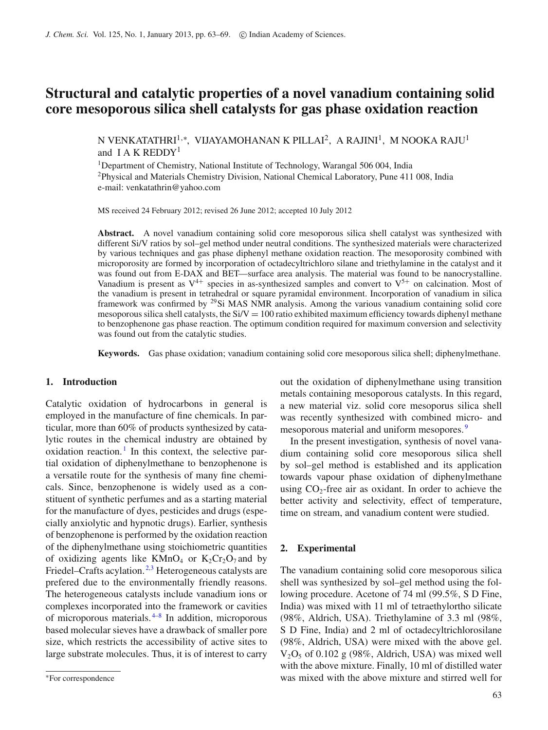# Structural and catalytic properties of a novel vanadium containing solid core mesoporous silica shell catalysts for gas phase oxidation reaction

N VENKATATHRI[1,*], VIJAYAMOHANAN K PILLAI[2], A RAJINI[1], M NOOKA RAJU[1] and I A K REDDY[1]

[1]Department of Chemistry, National Institute of Technology, Warangal 506 004, India
[2]Physical and Materials Chemistry Division, National Chemical Laboratory, Pune 411 008, India
e-mail: venkatathrin@yahoo.com

MS received 24 February 2012; revised 26 June 2012; accepted 10 July 2012

**Abstract.** A novel vanadium containing solid core mesoporous silica shell catalyst was synthesized with different Si/V ratios by sol–gel method under neutral conditions. The synthesized materials were characterized by various techniques and gas phase diphenyl methane oxidation reaction. The mesoporosity combined with microporosity are formed by incorporation of octadecyltrichloro silane and triethylamine in the catalyst and it was found out from E-DAX and BET—surface area analysis. The material was found to be nanocrystalline. Vanadium is present as $V^{4+}$ species in as-synthesized samples and convert to $V^{5+}$ on calcination. Most of the vanadium is present in tetrahedral or square pyramidal environment. Incorporation of vanadium in silica framework was confirmed by $^{29}$Si MAS NMR analysis. Among the various vanadium containing solid core mesoporous silica shell catalysts, the Si/V = 100 ratio exhibited maximum efficiency towards diphenyl methane to benzophenone gas phase reaction. The optimum condition required for maximum conversion and selectivity was found out from the catalytic studies.

**Keywords.** Gas phase oxidation; vanadium containing solid core mesoporous silica shell; diphenylmethane.

## 1. Introduction

Catalytic oxidation of hydrocarbons in general is employed in the manufacture of fine chemicals. In particular, more than 60% of products synthesized by catalytic routes in the chemical industry are obtained by oxidation reaction.[1] In this context, the selective partial oxidation of diphenylmethane to benzophenone is a versatile route for the synthesis of many fine chemicals. Since, benzophenone is widely used as a constituent of synthetic perfumes and as a starting material for the manufacture of dyes, pesticides and drugs (especially anxiolytic and hypnotic drugs). Earlier, synthesis of benzophenone is performed by the oxidation reaction of the diphenylmethane using stoichiometric quantities of oxidizing agents like $KMnO_4$ or $K_2Cr_2O_7$ and by Friedel–Crafts acylation.[2,3] Heterogeneous catalysts are prefered due to the environmentally friendly reasons. The heterogeneous catalysts include vanadium ions or complexes incorporated into the framework or cavities of microporous materials.[4–8] In addition, microporous based molecular sieves have a drawback of smaller pore size, which restricts the accessibility of active sites to large substrate molecules. Thus, it is of interest to carry out the oxidation of diphenylmethane using transition metals containing mesoporous catalysts. In this regard, a new material viz. solid core mesoporus silica shell was recently synthesized with combined micro- and mesoporous material and uniform mesopores.[9]

In the present investigation, synthesis of novel vanadium containing solid core mesoporous silica shell by sol–gel method is established and its application towards vapour phase oxidation of diphenylmethane using $CO_2$-free air as oxidant. In order to achieve the better activity and selectivity, effect of temperature, time on stream, and vanadium content were studied.

## 2. Experimental

The vanadium containing solid core mesoporous silica shell was synthesized by sol–gel method using the following procedure. Acetone of 74 ml (99.5%, S D Fine, India) was mixed with 11 ml of tetraethylortho silicate (98%, Aldrich, USA). Triethylamine of 3.3 ml (98%, S D Fine, India) and 2 ml of octadecyltrichlorosilane (98%, Aldrich, USA) were mixed with the above gel. $V_2O_5$ of 0.102 g (98%, Aldrich, USA) was mixed well with the above mixture. Finally, 10 ml of distilled water was mixed with the above mixture and stirred well for

*For correspondence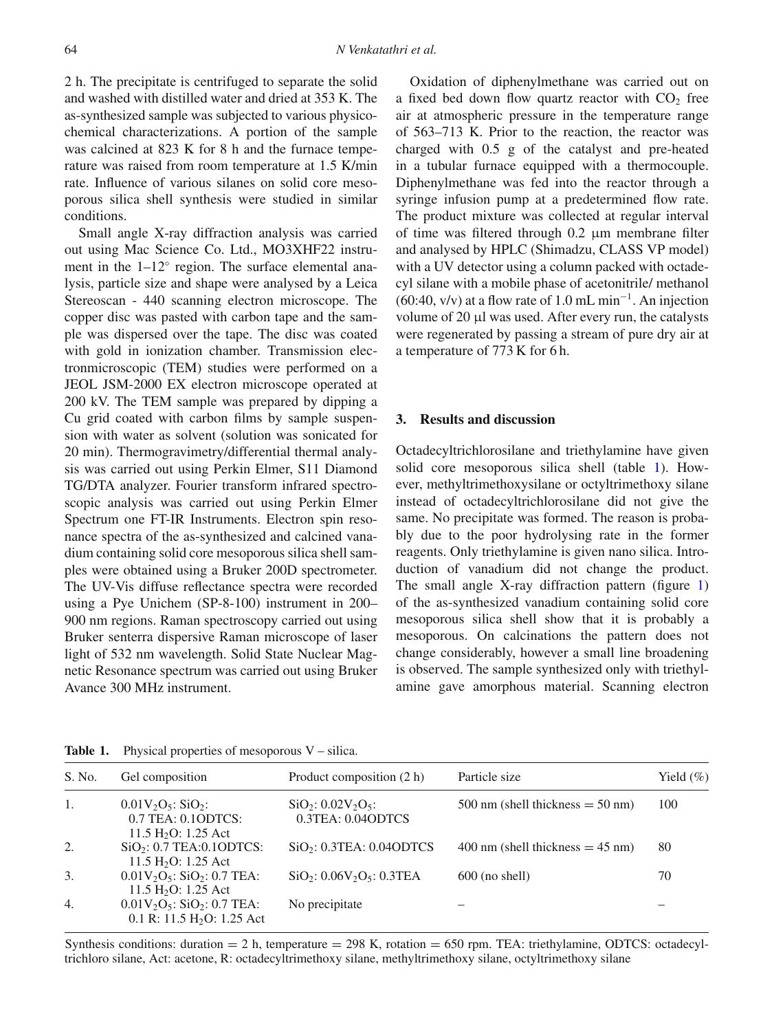2 h. The precipitate is centrifuged to separate the solid and washed with distilled water and dried at 353 K. The as-synthesized sample was subjected to various physicochemical characterizations. A portion of the sample was calcined at 823 K for 8 h and the furnace temperature was raised from room temperature at 1.5 K/min rate. Influence of various silanes on solid core mesoporous silica shell synthesis were studied in similar conditions.

Small angle X-ray diffraction analysis was carried out using Mac Science Co. Ltd., MO3XHF22 instrument in the 1–12° region. The surface elemental analysis, particle size and shape were analysed by a Leica Stereoscan - 440 scanning electron microscope. The copper disc was pasted with carbon tape and the sample was dispersed over the tape. The disc was coated with gold in ionization chamber. Transmission electronmicroscopic (TEM) studies were performed on a JEOL JSM-2000 EX electron microscope operated at 200 kV. The TEM sample was prepared by dipping a Cu grid coated with carbon films by sample suspension with water as solvent (solution was sonicated for 20 min). Thermogravimetry/differential thermal analysis was carried out using Perkin Elmer, S11 Diamond TG/DTA analyzer. Fourier transform infrared spectroscopic analysis was carried out using Perkin Elmer Spectrum one FT-IR Instruments. Electron spin resonance spectra of the as-synthesized and calcined vanadium containing solid core mesoporous silica shell samples were obtained using a Bruker 200D spectrometer. The UV-Vis diffuse reflectance spectra were recorded using a Pye Unichem (SP-8-100) instrument in 200–900 nm regions. Raman spectroscopy carried out using Bruker senterra dispersive Raman microscope of laser light of 532 nm wavelength. Solid State Nuclear Magnetic Resonance spectrum was carried out using Bruker Avance 300 MHz instrument.

Oxidation of diphenylmethane was carried out on a fixed bed down flow quartz reactor with $CO_2$ free air at atmospheric pressure in the temperature range of 563–713 K. Prior to the reaction, the reactor was charged with 0.5 g of the catalyst and pre-heated in a tubular furnace equipped with a thermocouple. Diphenylmethane was fed into the reactor through a syringe infusion pump at a predetermined flow rate. The product mixture was collected at regular interval of time was filtered through 0.2 μm membrane filter and analysed by HPLC (Shimadzu, CLASS VP model) with a UV detector using a column packed with octadecyl silane with a mobile phase of acetonitrile/ methanol (60:40, v/v) at a flow rate of 1.0 mL $min^{-1}$. An injection volume of 20 μl was used. After every run, the catalysts were regenerated by passing a stream of pure dry air at a temperature of 773 K for 6 h.

## 3. Results and discussion

Octadecyltrichlorosilane and triethylamine have given solid core mesoporous silica shell (table 1). However, methyltrimethoxysilane or octyltrimethoxy silane instead of octadecyltrichlorosilane did not give the same. No precipitate was formed. The reason is probably due to the poor hydrolysing rate in the former reagents. Only triethylamine is given nano silica. Introduction of vanadium did not change the product. The small angle X-ray diffraction pattern (figure 1) of the as-synthesized vanadium containing solid core mesoporous silica shell show that it is probably a mesoporous. On calcinations the pattern does not change considerably, however a small line broadening is observed. The sample synthesized only with triethylamine gave amorphous material. Scanning electron

**Table 1.** Physical properties of mesoporous V – silica.

| S. No. | Gel composition | Product composition (2 h) | Particle size | Yield (%) |
|---|---|---|---|---|
| 1. | $0.01V_2O_5$: $SiO_2$: 0.7 TEA: 0.1ODTCS: 11.5 $H_2O$: 1.25 Act | $SiO_2$: $0.02V_2O_5$: 0.3TEA: 0.04ODTCS | 500 nm (shell thickness = 50 nm) | 100 |
| 2. | $SiO_2$: 0.7 TEA:0.1ODTCS: 11.5 $H_2O$: 1.25 Act | $SiO_2$: 0.3TEA: 0.04ODTCS | 400 nm (shell thickness = 45 nm) | 80 |
| 3. | $0.01V_2O_5$: $SiO_2$: 0.7 TEA: 11.5 $H_2O$: 1.25 Act | $SiO_2$: $0.06V_2O_5$: 0.3TEA | 600 (no shell) | 70 |
| 4. | $0.01V_2O_5$: $SiO_2$: 0.7 TEA: 0.1 R: 11.5 $H_2O$: 1.25 Act | No precipitate | – | – |

Synthesis conditions: duration = 2 h, temperature = 298 K, rotation = 650 rpm. TEA: triethylamine, ODTCS: octadecyltrichloro silane, Act: acetone, R: octadecyltrimethoxy silane, methyltrimethoxy silane, octyltrimethoxy silane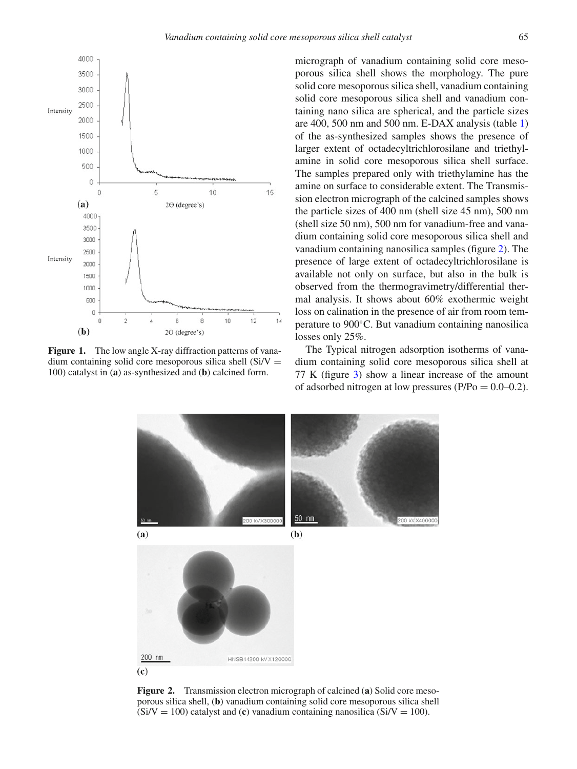micrograph of vanadium containing solid core mesoporous silica shell shows the morphology. The pure solid core mesoporous silica shell, vanadium containing solid core mesoporous silica shell and vanadium containing nano silica are spherical, and the particle sizes are 400, 500 nm and 500 nm. E-DAX analysis (table 1) of the as-synthesized samples shows the presence of larger extent of octadecyltrichlorosilane and triethylamine in solid core mesoporous silica shell surface. The samples prepared only with triethylamine has the amine on surface to considerable extent. The Transmission electron micrograph of the calcined samples shows the particle sizes of 400 nm (shell size 45 nm), 500 nm (shell size 50 nm), 500 nm for vanadium-free and vanadium containing solid core mesoporous silica shell and vanadium containing nanosilica samples (figure 2). The presence of large extent of octadecyltrichlorosilane is available not only on surface, but also in the bulk is observed from the thermogravimetry/differential thermal analysis. It shows about 60% exothermic weight loss on calination in the presence of air from room temperature to 900°C. But vanadium containing nanosilica losses only 25%.

The Typical nitrogen adsorption isotherms of vanadium containing solid core mesoporous silica shell at 77 K (figure 3) show a linear increase of the amount of adsorbed nitrogen at low pressures (P/Po = 0.0–0.2).

**Figure 1.** The low angle X-ray diffraction patterns of vanadium containing solid core mesoporous silica shell (Si/V = 100) catalyst in (**a**) as-synthesized and (**b**) calcined form.

**Figure 2.** Transmission electron micrograph of calcined (**a**) Solid core mesoporous silica shell, (**b**) vanadium containing solid core mesoporous silica shell (Si/V = 100) catalyst and (**c**) vanadium containing nanosilica (Si/V = 100).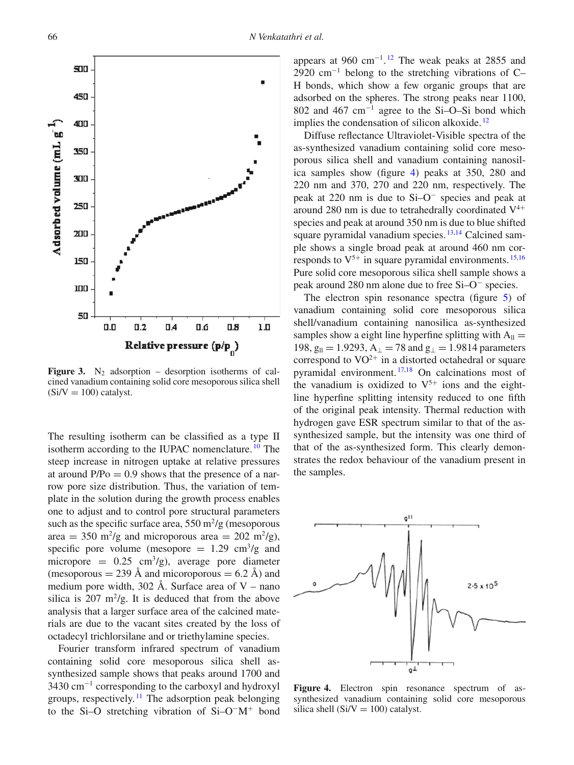Figure 3. $N_2$ adsorption – desorption isotherms of calcined vanadium containing solid core mesoporous silica shell (Si/V = 100) catalyst.

The resulting isotherm can be classified as a type II isotherm according to the IUPAC nomenclature.[10] The steep increase in nitrogen uptake at relative pressures at around P/Po = 0.9 shows that the presence of a narrow pore size distribution. Thus, the variation of template in the solution during the growth process enables one to adjust and to control pore structural parameters such as the specific surface area, 550 $m^2$/g (mesoporous area = 350 $m^2$/g and microporous area = 202 $m^2$/g), specific pore volume (mesopore = 1.29 $cm^3$/g and micropore = 0.25 $cm^3$/g), average pore diameter (mesoporous = 239 Å and micoroporous = 6.2 Å) and medium pore width, 302 Å. Surface area of V – nano silica is 207 $m^2$/g. It is deduced that from the above analysis that a larger surface area of the calcined materials are due to the vacant sites created by the loss of octadecyl trichlorsilane and or triethylamine species.

Fourier transform infrared spectrum of vanadium containing solid core mesoporous silica shell as-synthesized sample shows that peaks around 1700 and 3430 $cm^{-1}$ corresponding to the carboxyl and hydroxyl groups, respectively.[11] The adsorption peak belonging to the Si–O stretching vibration of Si–$O^-M^+$ bond appears at 960 $cm^{-1}$.[12] The weak peaks at 2855 and 2920 $cm^{-1}$ belong to the stretching vibrations of C–H bonds, which show a few organic groups that are adsorbed on the spheres. The strong peaks near 1100, 802 and 467 $cm^{-1}$ agree to the Si–O–Si bond which implies the condensation of silicon alkoxide.[12]

Diffuse reflectance Ultraviolet-Visible spectra of the as-synthesized vanadium containing solid core mesoporous silica shell and vanadium containing nanosilica samples show (figure 4) peaks at 350, 280 and 220 nm and 370, 270 and 220 nm, respectively. The peak at 220 nm is due to Si–$O^-$ species and peak at around 280 nm is due to tetrahedrally coordinated $V^{4+}$ species and peak at around 350 nm is due to blue shifted square pyramidal vanadium species.[13,14] Calcined sample shows a single broad peak at around 460 nm corresponds to $V^{5+}$ in square pyramidal environments.[15,16] Pure solid core mesoporous silica shell sample shows a peak around 280 nm alone due to free Si–$O^-$ species.

The electron spin resonance spectra (figure 5) of vanadium containing solid core mesoporous silica shell/vanadium containing nanosilica as-synthesized samples show a eight line hyperfine splitting with $A_{\parallel}$ = 198, $g_{\parallel}$ = 1.9293, $A_{\perp}$ = 78 and $g_{\perp}$ = 1.9814 parameters correspond to $VO^{2+}$ in a distorted octahedral or square pyramidal environment.[17,18] On calcinations most of the vanadium is oxidized to $V^{5+}$ ions and the eight-line hyperfine splitting intensity reduced to one fifth of the original peak intensity. Thermal reduction with hydrogen gave ESR spectrum similar to that of the as-synthesized sample, but the intensity was one third of that of the as-synthesized form. This clearly demonstrates the redox behaviour of the vanadium present in the samples.

Figure 4. Electron spin resonance spectrum of as-synthesized vanadium containing solid core mesoporous silica shell (Si/V = 100) catalyst.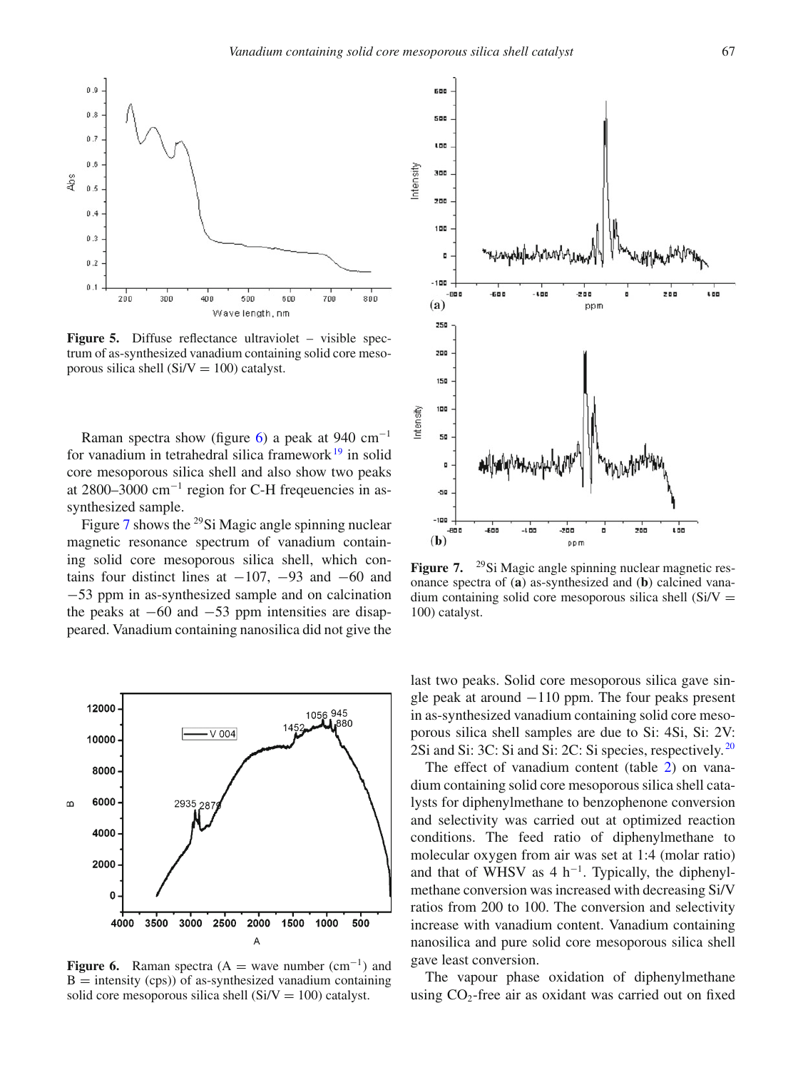**Figure 5.** Diffuse reflectance ultraviolet – visible spectrum of as-synthesized vanadium containing solid core mesoporous silica shell (Si/V = 100) catalyst.

Raman spectra show (figure 6) a peak at 940 $cm^{-1}$ for vanadium in tetrahedral silica framework[19] in solid core mesoporous silica shell and also show two peaks at 2800–3000 $cm^{-1}$ region for C-H freqeuencies in as-synthesized sample.

Figure 7 shows the $^{29}$Si Magic angle spinning nuclear magnetic resonance spectrum of vanadium containing solid core mesoporous silica shell, which contains four distinct lines at −107, −93 and −60 and −53 ppm in as-synthesized sample and on calcination the peaks at −60 and −53 ppm intensities are disappeared. Vanadium containing nanosilica did not give the last two peaks. Solid core mesoporous silica gave single peak at around −110 ppm. The four peaks present in as-synthesized vanadium containing solid core mesoporous silica shell samples are due to Si: 4Si, Si: 2V: 2Si and Si: 3C: Si and Si: 2C: Si species, respectively.[20]

**Figure 7.** $^{29}$Si Magic angle spinning nuclear magnetic resonance spectra of (**a**) as-synthesized and (**b**) calcined vanadium containing solid core mesoporous silica shell (Si/V = 100) catalyst.

The effect of vanadium content (table 2) on vanadium containing solid core mesoporous silica shell catalysts for diphenylmethane to benzophenone conversion and selectivity was carried out at optimized reaction conditions. The feed ratio of diphenylmethane to molecular oxygen from air was set at 1:4 (molar ratio) and that of WHSV as 4 $h^{-1}$. Typically, the diphenylmethane conversion was increased with decreasing Si/V ratios from 200 to 100. The conversion and selectivity increase with vanadium content. Vanadium containing nanosilica and pure solid core mesoporous silica shell gave least conversion.

**Figure 6.** Raman spectra (A = wave number ($cm^{-1}$) and B = intensity (cps)) of as-synthesized vanadium containing solid core mesoporous silica shell (Si/V = 100) catalyst.

The vapour phase oxidation of diphenylmethane using $CO_2$-free air as oxidant was carried out on fixed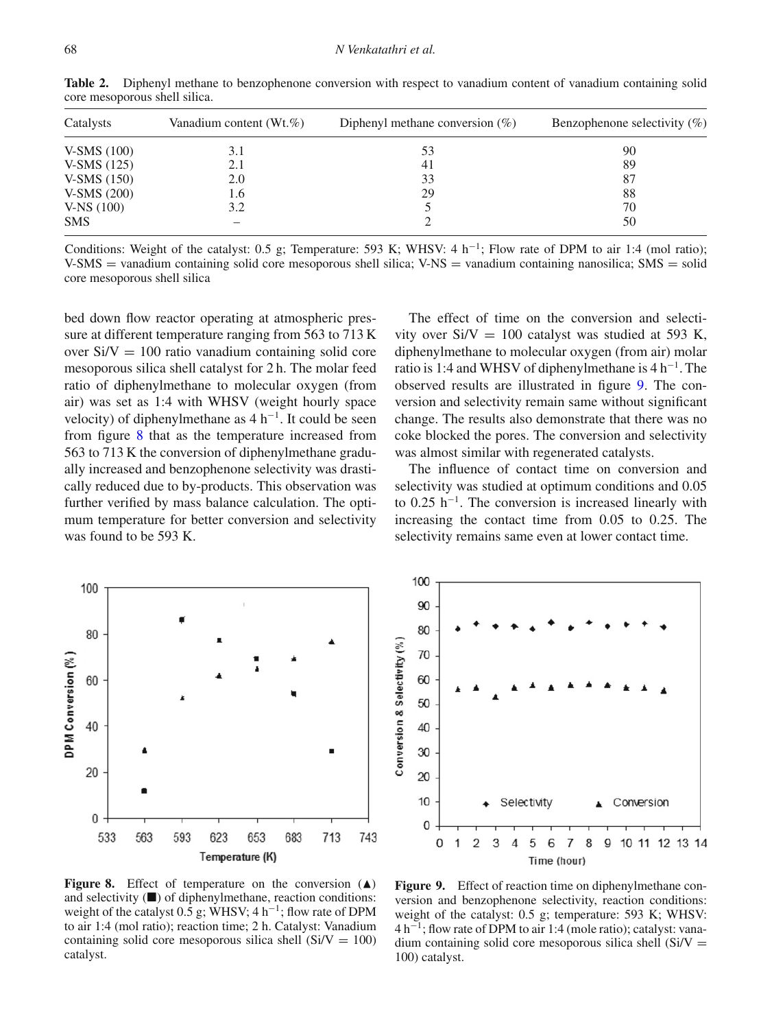**Table 2.** Diphenyl methane to benzophenone conversion with respect to vanadium content of vanadium containing solid core mesoporous shell silica.

| Catalysts | Vanadium content (Wt.%) | Diphenyl methane conversion (%) | Benzophenone selectivity (%) |
|---|---|---|---|
| V-SMS (100) | 3.1 | 53 | 90 |
| V-SMS (125) | 2.1 | 41 | 89 |
| V-SMS (150) | 2.0 | 33 | 87 |
| V-SMS (200) | 1.6 | 29 | 88 |
| V-NS (100) | 3.2 | 5 | 70 |
| SMS | – | 2 | 50 |

Conditions: Weight of the catalyst: 0.5 g; Temperature: 593 K; WHSV: 4 $h^{-1}$; Flow rate of DPM to air 1:4 (mol ratio); V-SMS = vanadium containing solid core mesoporous shell silica; V-NS = vanadium containing nanosilica; SMS = solid core mesoporous shell silica

bed down flow reactor operating at atmospheric pressure at different temperature ranging from 563 to 713 K over Si/V = 100 ratio vanadium containing solid core mesoporous silica shell catalyst for 2 h. The molar feed ratio of diphenylmethane to molecular oxygen (from air) was set as 1:4 with WHSV (weight hourly space velocity) of diphenylmethane as 4 $h^{-1}$. It could be seen from figure 8 that as the temperature increased from 563 to 713 K the conversion of diphenylmethane gradually increased and benzophenone selectivity was drastically reduced due to by-products. This observation was further verified by mass balance calculation. The optimum temperature for better conversion and selectivity was found to be 593 K.

The effect of time on the conversion and selectivity over Si/V = 100 catalyst was studied at 593 K, diphenylmethane to molecular oxygen (from air) molar ratio is 1:4 and WHSV of diphenylmethane is 4 $h^{-1}$. The observed results are illustrated in figure 9. The conversion and selectivity remain same without significant change. The results also demonstrate that there was no coke blocked the pores. The conversion and selectivity was almost similar with regenerated catalysts.

The influence of contact time on conversion and selectivity was studied at optimum conditions and 0.05 to 0.25 $h^{-1}$. The conversion is increased linearly with increasing the contact time from 0.05 to 0.25. The selectivity remains same even at lower contact time.

**Figure 8.** Effect of temperature on the conversion (▲) and selectivity (■) of diphenylmethane, reaction conditions: weight of the catalyst 0.5 g; WHSV; 4 $h^{-1}$; flow rate of DPM to air 1:4 (mol ratio); reaction time; 2 h. Catalyst: Vanadium containing solid core mesoporous silica shell (Si/V = 100) catalyst.

**Figure 9.** Effect of reaction time on diphenylmethane conversion and benzophenone selectivity, reaction conditions: weight of the catalyst: 0.5 g; temperature: 593 K; WHSV: 4 $h^{-1}$; flow rate of DPM to air 1:4 (mole ratio); catalyst: vanadium containing solid core mesoporous silica shell (Si/V = 100) catalyst.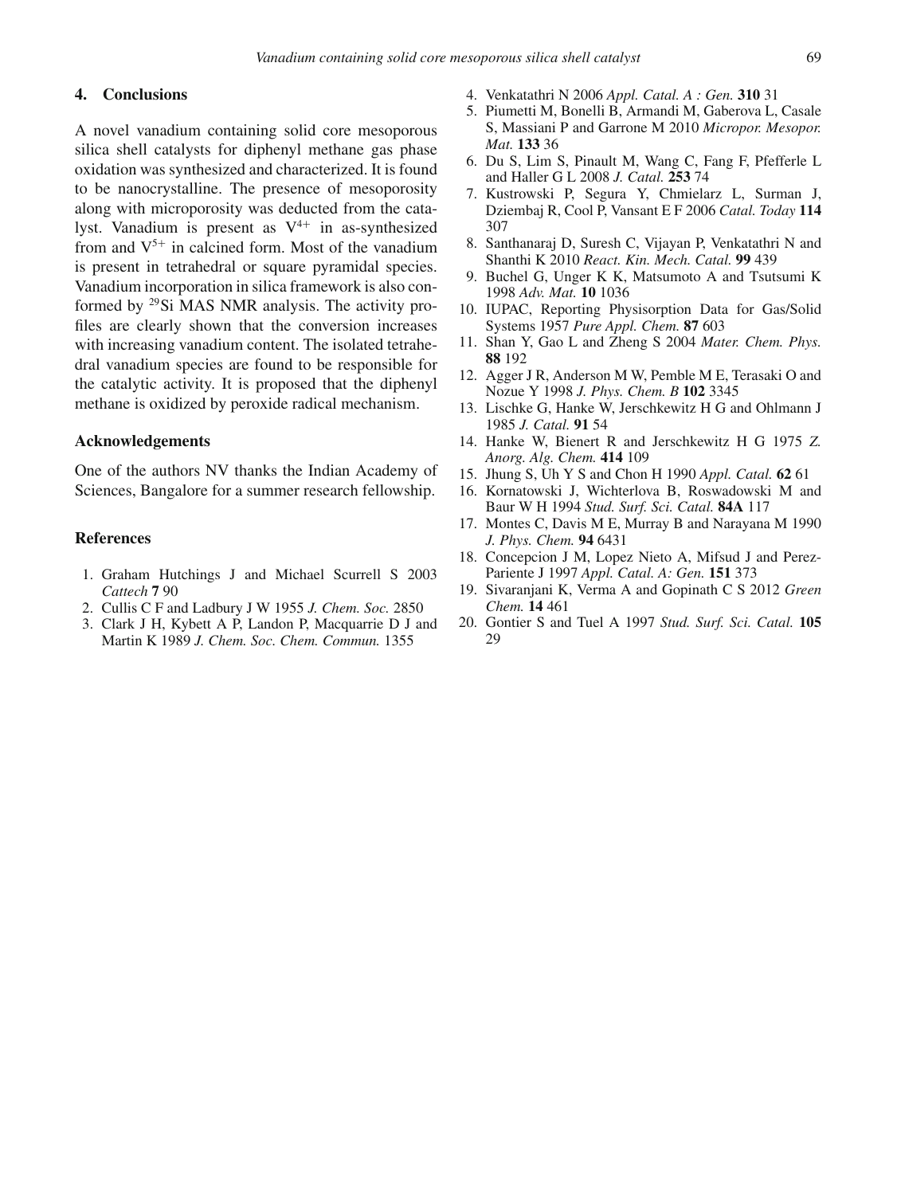## 4. Conclusions

A novel vanadium containing solid core mesoporous silica shell catalysts for diphenyl methane gas phase oxidation was synthesized and characterized. It is found to be nanocrystalline. The presence of mesoporosity along with microporosity was deducted from the catalyst. Vanadium is present as $V^{4+}$ in as-synthesized from and $V^{5+}$ in calcined form. Most of the vanadium is present in tetrahedral or square pyramidal species. Vanadium incorporation in silica framework is also conformed by $^{29}$Si MAS NMR analysis. The activity profiles are clearly shown that the conversion increases with increasing vanadium content. The isolated tetrahedral vanadium species are found to be responsible for the catalytic activity. It is proposed that the diphenyl methane is oxidized by peroxide radical mechanism.

### Acknowledgements

One of the authors NV thanks the Indian Academy of Sciences, Bangalore for a summer research fellowship.

### References

1. Graham Hutchings J and Michael Scurrell S 2003 *Cattech* **7** 90
2. Cullis C F and Ladbury J W 1955 *J. Chem. Soc.* 2850
3. Clark J H, Kybett A P, Landon P, Macquarrie D J and Martin K 1989 *J. Chem. Soc. Chem. Commun.* 1355
4. Venkatathri N 2006 *Appl. Catal. A : Gen.* **310** 31
5. Piumetti M, Bonelli B, Armandi M, Gaberova L, Casale S, Massiani P and Garrone M 2010 *Micropor. Mesopor. Mat.* **133** 36
6. Du S, Lim S, Pinault M, Wang C, Fang F, Pfefferle L and Haller G L 2008 *J. Catal.* **253** 74
7. Kustrowski P, Segura Y, Chmielarz L, Surman J, Dziembaj R, Cool P, Vansant E F 2006 *Catal. Today* **114** 307
8. Santhanaraj D, Suresh C, Vijayan P, Venkatathri N and Shanthi K 2010 *React. Kin. Mech. Catal.* **99** 439
9. Buchel G, Unger K K, Matsumoto A and Tsutsumi K 1998 *Adv. Mat.* **10** 1036
10. IUPAC, Reporting Physisorption Data for Gas/Solid Systems 1957 *Pure Appl. Chem.* **87** 603
11. Shan Y, Gao L and Zheng S 2004 *Mater. Chem. Phys.* **88** 192
12. Agger J R, Anderson M W, Pemble M E, Terasaki O and Nozue Y 1998 *J. Phys. Chem. B* **102** 3345
13. Lischke G, Hanke W, Jerschkewitz H G and Ohlmann J 1985 *J. Catal.* **91** 54
14. Hanke W, Bienert R and Jerschkewitz H G 1975 *Z. Anorg. Alg. Chem.* **414** 109
15. Jhung S, Uh Y S and Chon H 1990 *Appl. Catal.* **62** 61
16. Kornatowski J, Wichterlova B, Roswadowski M and Baur W H 1994 *Stud. Surf. Sci. Catal.* **84A** 117
17. Montes C, Davis M E, Murray B and Narayana M 1990 *J. Phys. Chem.* **94** 6431
18. Concepcion J M, Lopez Nieto A, Mifsud J and Perez-Pariente J 1997 *Appl. Catal. A: Gen.* **151** 373
19. Sivaranjani K, Verma A and Gopinath C S 2012 *Green Chem.* **14** 461
20. Gontier S and Tuel A 1997 *Stud. Surf. Sci. Catal.* **105** 29